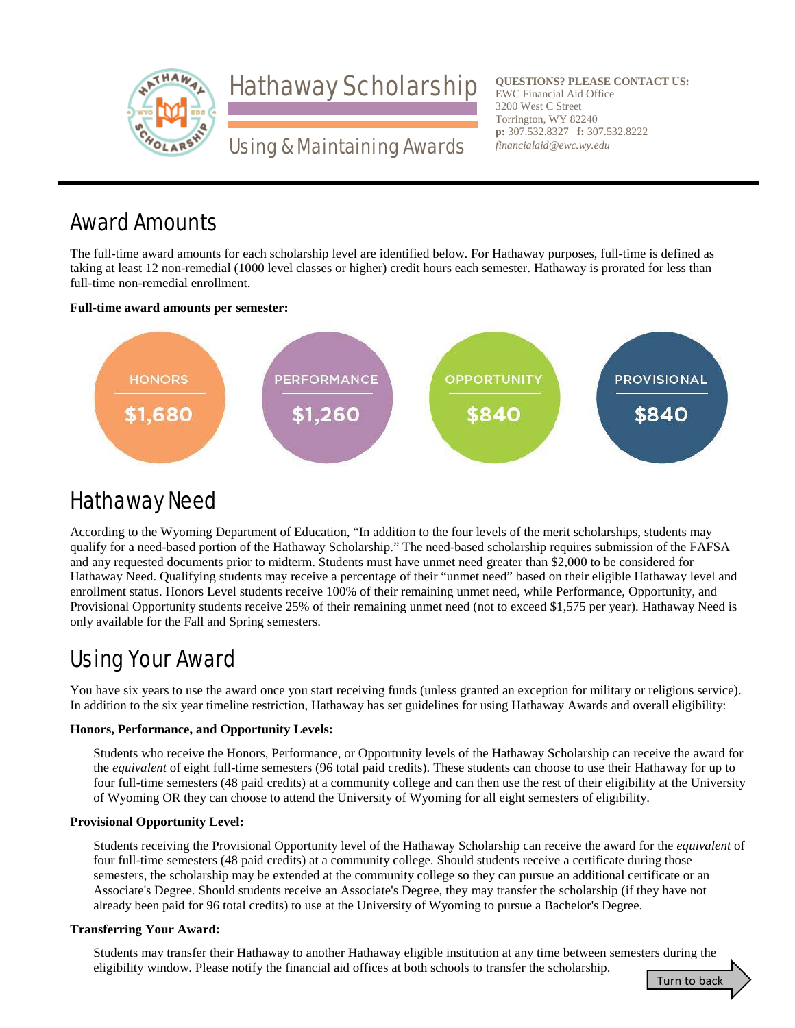# Hathaway Scholarship

## Using & Maintaining Awards

**QUESTIONS? PLEASE CONTACT US:**
EWC Financial Aid Office
3200 West C Street
Torrington, WY 82240
**p:** 307.532.8327 **f:** 307.532.8222
*financialaid@ewc.wy.edu*

## Award Amounts

The full-time award amounts for each scholarship level are identified below. For Hathaway purposes, full-time is defined as taking at least 12 non-remedial (1000 level classes or higher) credit hours each semester. Hathaway is prorated for less than full-time non-remedial enrollment.

**Full-time award amounts per semester:**

| HONORS | PERFORMANCE | OPPORTUNITY | PROVISIONAL |
|---|---|---|---|
| $1,680 | $1,260 | $840 | $840 |

## Hathaway Need

According to the Wyoming Department of Education, "In addition to the four levels of the merit scholarships, students may qualify for a need-based portion of the Hathaway Scholarship." The need-based scholarship requires submission of the FAFSA and any requested documents prior to midterm. Students must have unmet need greater than $2,000 to be considered for Hathaway Need. Qualifying students may receive a percentage of their "unmet need" based on their eligible Hathaway level and enrollment status. Honors Level students receive 100% of their remaining unmet need, while Performance, Opportunity, and Provisional Opportunity students receive 25% of their remaining unmet need (not to exceed $1,575 per year). Hathaway Need is only available for the Fall and Spring semesters.

## Using Your Award

You have six years to use the award once you start receiving funds (unless granted an exception for military or religious service). In addition to the six year timeline restriction, Hathaway has set guidelines for using Hathaway Awards and overall eligibility:

**Honors, Performance, and Opportunity Levels:**

Students who receive the Honors, Performance, or Opportunity levels of the Hathaway Scholarship can receive the award for the *equivalent* of eight full-time semesters (96 total paid credits). These students can choose to use their Hathaway for up to four full-time semesters (48 paid credits) at a community college and can then use the rest of their eligibility at the University of Wyoming OR they can choose to attend the University of Wyoming for all eight semesters of eligibility.

**Provisional Opportunity Level:**

Students receiving the Provisional Opportunity level of the Hathaway Scholarship can receive the award for the *equivalent* of four full-time semesters (48 paid credits) at a community college. Should students receive a certificate during those semesters, the scholarship may be extended at the community college so they can pursue an additional certificate or an Associate's Degree. Should students receive an Associate's Degree, they may transfer the scholarship (if they have not already been paid for 96 total credits) to use at the University of Wyoming to pursue a Bachelor's Degree.

**Transferring Your Award:**

Students may transfer their Hathaway to another Hathaway eligible institution at any time between semesters during the eligibility window. Please notify the financial aid offices at both schools to transfer the scholarship.

Turn to back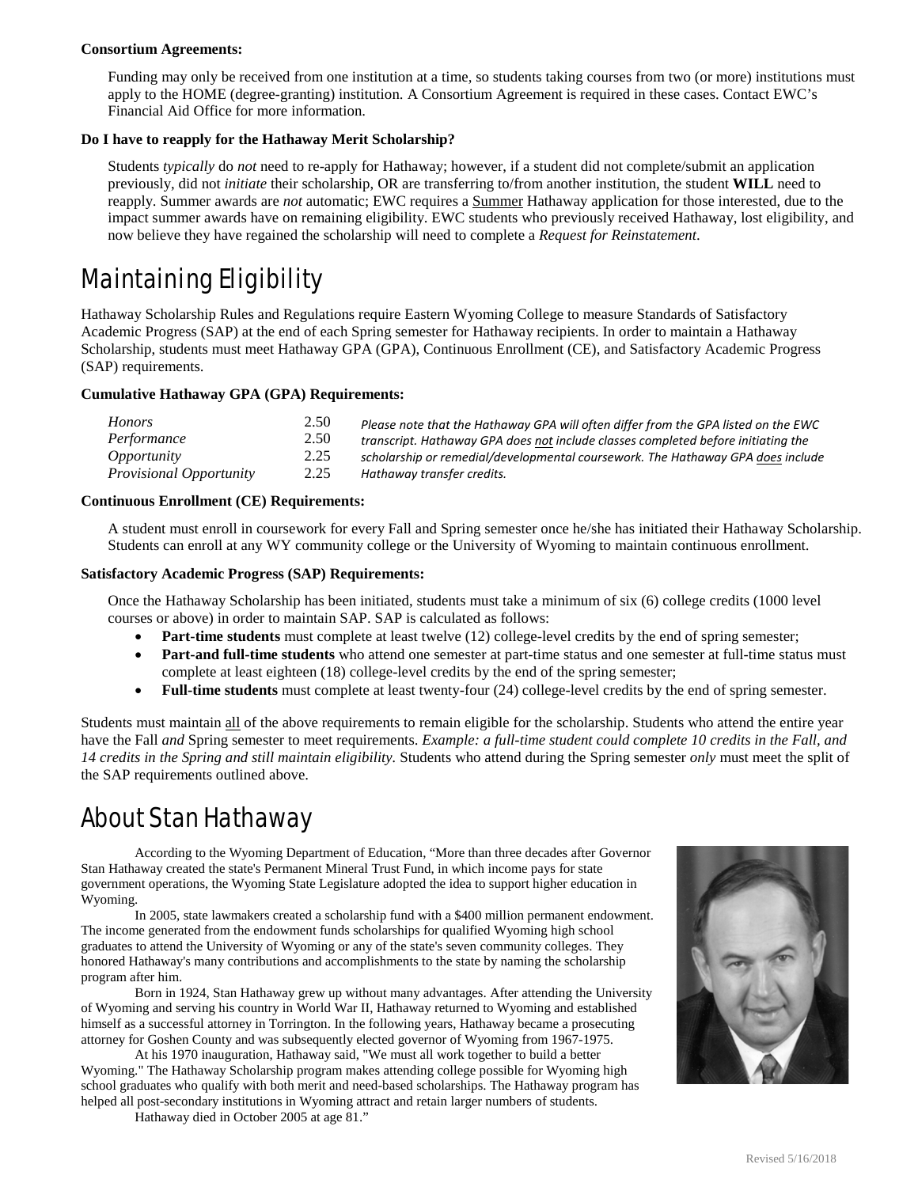**Consortium Agreements:**

Funding may only be received from one institution at a time, so students taking courses from two (or more) institutions must apply to the HOME (degree-granting) institution. A Consortium Agreement is required in these cases. Contact EWC's Financial Aid Office for more information.

**Do I have to reapply for the Hathaway Merit Scholarship?**

Students *typically* do *not* need to re-apply for Hathaway; however, if a student did not complete/submit an application previously, did not *initiate* their scholarship, OR are transferring to/from another institution, the student **WILL** need to reapply. Summer awards are *not* automatic; EWC requires a Summer Hathaway application for those interested, due to the impact summer awards have on remaining eligibility. EWC students who previously received Hathaway, lost eligibility, and now believe they have regained the scholarship will need to complete a *Request for Reinstatement*.

# Maintaining Eligibility

Hathaway Scholarship Rules and Regulations require Eastern Wyoming College to measure Standards of Satisfactory Academic Progress (SAP) at the end of each Spring semester for Hathaway recipients. In order to maintain a Hathaway Scholarship, students must meet Hathaway GPA (GPA), Continuous Enrollment (CE), and Satisfactory Academic Progress (SAP) requirements.

**Cumulative Hathaway GPA (GPA) Requirements:**

| | |
|---|---|
| *Honors* | 2.50 |
| *Performance* | 2.50 |
| *Opportunity* | 2.25 |
| *Provisional Opportunity* | 2.25 |

*Please note that the Hathaway GPA will often differ from the GPA listed on the EWC transcript. Hathaway GPA does not include classes completed before initiating the scholarship or remedial/developmental coursework. The Hathaway GPA does include Hathaway transfer credits.*

**Continuous Enrollment (CE) Requirements:**

A student must enroll in coursework for every Fall and Spring semester once he/she has initiated their Hathaway Scholarship. Students can enroll at any WY community college or the University of Wyoming to maintain continuous enrollment.

**Satisfactory Academic Progress (SAP) Requirements:**

Once the Hathaway Scholarship has been initiated, students must take a minimum of six (6) college credits (1000 level courses or above) in order to maintain SAP. SAP is calculated as follows:

- **Part-time students** must complete at least twelve (12) college-level credits by the end of spring semester;
- **Part-and full-time students** who attend one semester at part-time status and one semester at full-time status must complete at least eighteen (18) college-level credits by the end of the spring semester;
- **Full-time students** must complete at least twenty-four (24) college-level credits by the end of spring semester.

Students must maintain all of the above requirements to remain eligible for the scholarship. Students who attend the entire year have the Fall *and* Spring semester to meet requirements. *Example: a full-time student could complete 10 credits in the Fall, and 14 credits in the Spring and still maintain eligibility.* Students who attend during the Spring semester *only* must meet the split of the SAP requirements outlined above.

# About Stan Hathaway

According to the Wyoming Department of Education, "More than three decades after Governor Stan Hathaway created the state's Permanent Mineral Trust Fund, in which income pays for state government operations, the Wyoming State Legislature adopted the idea to support higher education in Wyoming.

In 2005, state lawmakers created a scholarship fund with a $400 million permanent endowment. The income generated from the endowment funds scholarships for qualified Wyoming high school graduates to attend the University of Wyoming or any of the state's seven community colleges. They honored Hathaway's many contributions and accomplishments to the state by naming the scholarship program after him.

Born in 1924, Stan Hathaway grew up without many advantages. After attending the University of Wyoming and serving his country in World War II, Hathaway returned to Wyoming and established himself as a successful attorney in Torrington. In the following years, Hathaway became a prosecuting attorney for Goshen County and was subsequently elected governor of Wyoming from 1967-1975.

At his 1970 inauguration, Hathaway said, "We must all work together to build a better Wyoming." The Hathaway Scholarship program makes attending college possible for Wyoming high school graduates who qualify with both merit and need-based scholarships. The Hathaway program has helped all post-secondary institutions in Wyoming attract and retain larger numbers of students.

Hathaway died in October 2005 at age 81."

Revised 5/16/2018